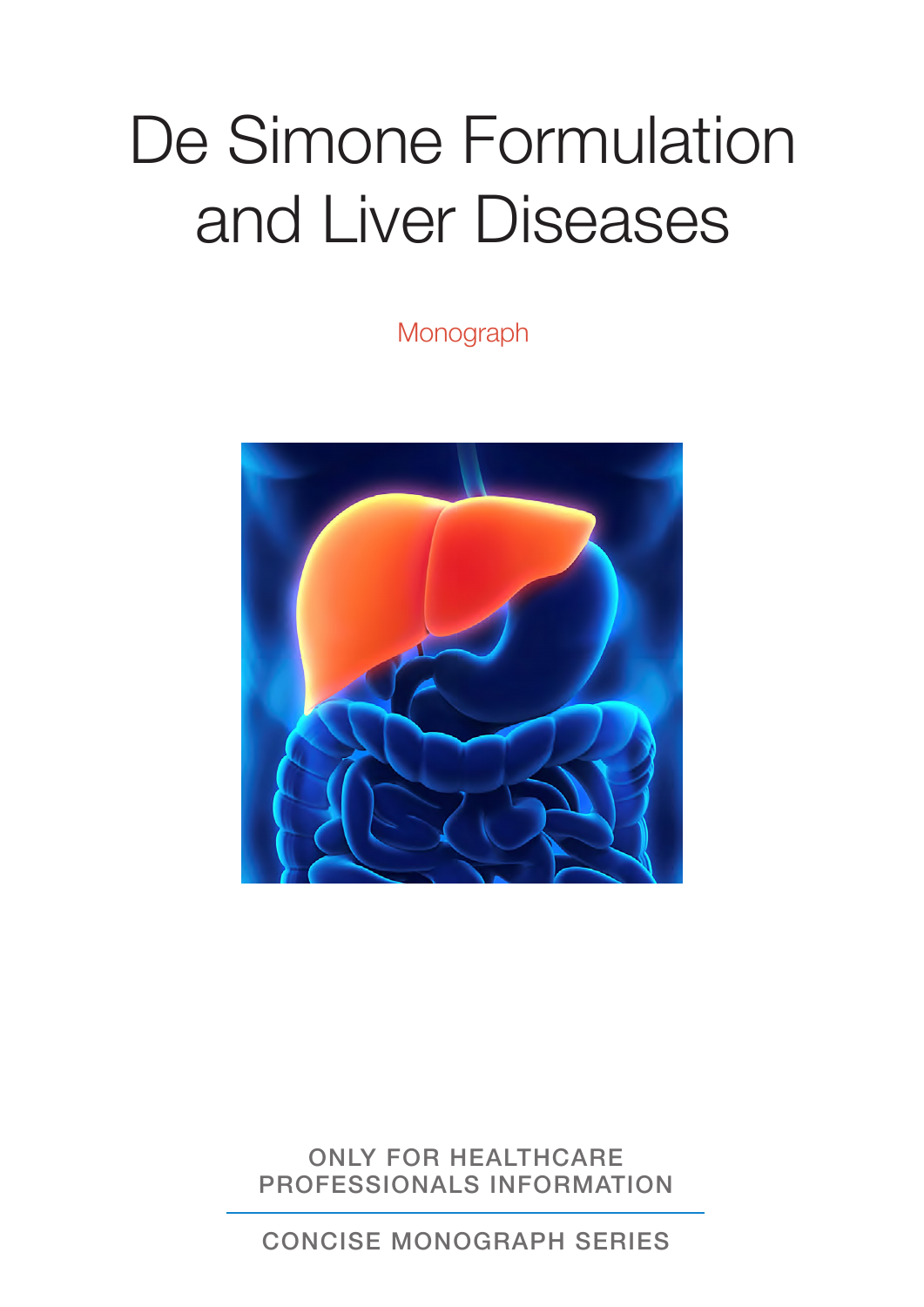# De Simone Formulation and Liver Diseases

Monograph

ONLY FOR HEALTHCARE PROFESSIONALS INFORMATION

CONCISE MONOGRAPH SERIES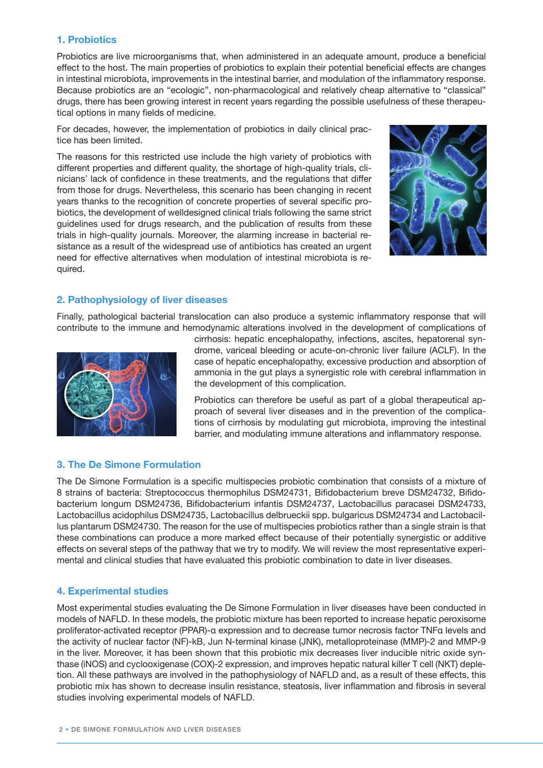## 1. Probiotics

Probiotics are live microorganisms that, when administered in an adequate amount, produce a beneficial effect to the host. The main properties of probiotics to explain their potential beneficial effects are changes in intestinal microbiota, improvements in the intestinal barrier, and modulation of the inflammatory response. Because probiotics are an "ecologic", non-pharmacological and relatively cheap alternative to "classical" drugs, there has been growing interest in recent years regarding the possible usefulness of these therapeutical options in many fields of medicine.

For decades, however, the implementation of probiotics in daily clinical practice has been limited.

The reasons for this restricted use include the high variety of probiotics with different properties and different quality, the shortage of high-quality trials, clinicians' lack of confidence in these treatments, and the regulations that differ from those for drugs. Nevertheless, this scenario has been changing in recent years thanks to the recognition of concrete properties of several specific probiotics, the development of welldesigned clinical trials following the same strict guidelines used for drugs research, and the publication of results from these trials in high-quality journals. Moreover, the alarming increase in bacterial resistance as a result of the widespread use of antibiotics has created an urgent need for effective alternatives when modulation of intestinal microbiota is required.

## 2. Pathophysiology of liver diseases

Finally, pathological bacterial translocation can also produce a systemic inflammatory response that will contribute to the immune and hemodynamic alterations involved in the development of complications of cirrhosis: hepatic encephalopathy, infections, ascites, hepatorenal syndrome, variceal bleeding or acute-on-chronic liver failure (ACLF). In the case of hepatic encephalopathy, excessive production and absorption of ammonia in the gut plays a synergistic role with cerebral inflammation in the development of this complication.

Probiotics can therefore be useful as part of a global therapeutical approach of several liver diseases and in the prevention of the complications of cirrhosis by modulating gut microbiota, improving the intestinal barrier, and modulating immune alterations and inflammatory response.

## 3. The De Simone Formulation

The De Simone Formulation is a specific multispecies probiotic combination that consists of a mixture of 8 strains of bacteria: Streptococcus thermophilus DSM24731, Bifidobacterium breve DSM24732, Bifidobacterium longum DSM24736, Bifidobacterium infantis DSM24737, Lactobacillus paracasei DSM24733, Lactobacillus acidophilus DSM24735, Lactobacillus delbrueckii spp. bulgaricus DSM24734 and Lactobacillus plantarum DSM24730. The reason for the use of multispecies probiotics rather than a single strain is that these combinations can produce a more marked effect because of their potentially synergistic or additive effects on several steps of the pathway that we try to modify. We will review the most representative experimental and clinical studies that have evaluated this probiotic combination to date in liver diseases.

## 4. Experimental studies

Most experimental studies evaluating the De Simone Formulation in liver diseases have been conducted in models of NAFLD. In these models, the probiotic mixture has been reported to increase hepatic peroxisome proliferator-activated receptor (PPAR)-α expression and to decrease tumor necrosis factor TNFα levels and the activity of nuclear factor (NF)-kB, Jun N-terminal kinase (JNK), metalloproteinase (MMP)-2 and MMP-9 in the liver. Moreover, it has been shown that this probiotic mix decreases liver inducible nitric oxide synthase (iNOS) and cyclooxigenase (COX)-2 expression, and improves hepatic natural killer T cell (NKT) depletion. All these pathways are involved in the pathophysiology of NAFLD and, as a result of these effects, this probiotic mix has shown to decrease insulin resistance, steatosis, liver inflammation and fibrosis in several studies involving experimental models of NAFLD.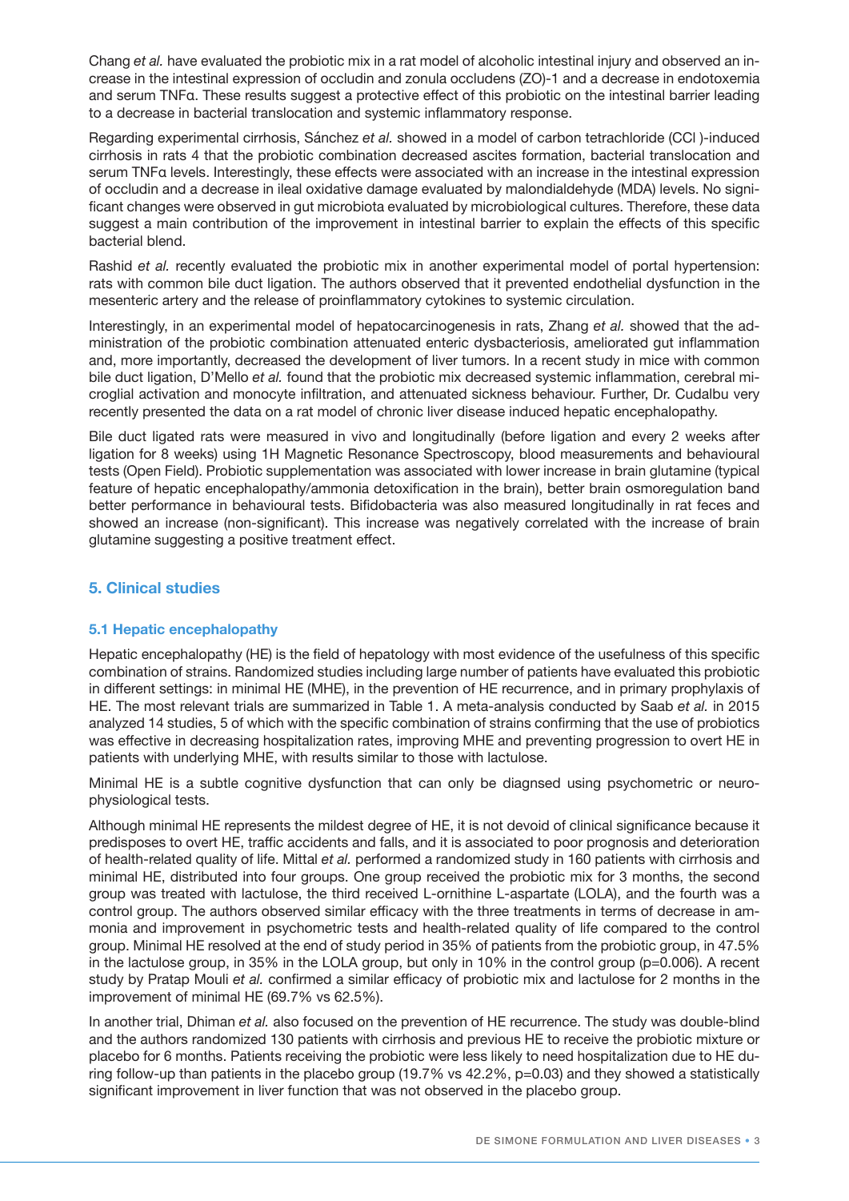Chang *et al.* have evaluated the probiotic mix in a rat model of alcoholic intestinal injury and observed an increase in the intestinal expression of occludin and zonula occludens (ZO)-1 and a decrease in endotoxemia and serum TNFα. These results suggest a protective effect of this probiotic on the intestinal barrier leading to a decrease in bacterial translocation and systemic inflammatory response.

Regarding experimental cirrhosis, Sánchez *et al.* showed in a model of carbon tetrachloride (CCl )-induced cirrhosis in rats 4 that the probiotic combination decreased ascites formation, bacterial translocation and serum TNFα levels. Interestingly, these effects were associated with an increase in the intestinal expression of occludin and a decrease in ileal oxidative damage evaluated by malondialdehyde (MDA) levels. No significant changes were observed in gut microbiota evaluated by microbiological cultures. Therefore, these data suggest a main contribution of the improvement in intestinal barrier to explain the effects of this specific bacterial blend.

Rashid *et al.* recently evaluated the probiotic mix in another experimental model of portal hypertension: rats with common bile duct ligation. The authors observed that it prevented endothelial dysfunction in the mesenteric artery and the release of proinflammatory cytokines to systemic circulation.

Interestingly, in an experimental model of hepatocarcinogenesis in rats, Zhang *et al.* showed that the administration of the probiotic combination attenuated enteric dysbacteriosis, ameliorated gut inflammation and, more importantly, decreased the development of liver tumors. In a recent study in mice with common bile duct ligation, D'Mello *et al.* found that the probiotic mix decreased systemic inflammation, cerebral microglial activation and monocyte infiltration, and attenuated sickness behaviour. Further, Dr. Cudalbu very recently presented the data on a rat model of chronic liver disease induced hepatic encephalopathy.

Bile duct ligated rats were measured in vivo and longitudinally (before ligation and every 2 weeks after ligation for 8 weeks) using 1H Magnetic Resonance Spectroscopy, blood measurements and behavioural tests (Open Field). Probiotic supplementation was associated with lower increase in brain glutamine (typical feature of hepatic encephalopathy/ammonia detoxification in the brain), better brain osmoregulation band better performance in behavioural tests. Bifidobacteria was also measured longitudinally in rat feces and showed an increase (non-significant). This increase was negatively correlated with the increase of brain glutamine suggesting a positive treatment effect.

## 5. Clinical studies

### 5.1 Hepatic encephalopathy

Hepatic encephalopathy (HE) is the field of hepatology with most evidence of the usefulness of this specific combination of strains. Randomized studies including large number of patients have evaluated this probiotic in different settings: in minimal HE (MHE), in the prevention of HE recurrence, and in primary prophylaxis of HE. The most relevant trials are summarized in Table 1. A meta-analysis conducted by Saab *et al.* in 2015 analyzed 14 studies, 5 of which with the specific combination of strains confirming that the use of probiotics was effective in decreasing hospitalization rates, improving MHE and preventing progression to overt HE in patients with underlying MHE, with results similar to those with lactulose.

Minimal HE is a subtle cognitive dysfunction that can only be diagnsed using psychometric or neurophysiological tests.

Although minimal HE represents the mildest degree of HE, it is not devoid of clinical significance because it predisposes to overt HE, traffic accidents and falls, and it is associated to poor prognosis and deterioration of health-related quality of life. Mittal *et al.* performed a randomized study in 160 patients with cirrhosis and minimal HE, distributed into four groups. One group received the probiotic mix for 3 months, the second group was treated with lactulose, the third received L-ornithine L-aspartate (LOLA), and the fourth was a control group. The authors observed similar efficacy with the three treatments in terms of decrease in ammonia and improvement in psychometric tests and health-related quality of life compared to the control group. Minimal HE resolved at the end of study period in 35% of patients from the probiotic group, in 47.5% in the lactulose group, in 35% in the LOLA group, but only in 10% in the control group (p=0.006). A recent study by Pratap Mouli *et al.* confirmed a similar efficacy of probiotic mix and lactulose for 2 months in the improvement of minimal HE (69.7% vs 62.5%).

In another trial, Dhiman *et al.* also focused on the prevention of HE recurrence. The study was double-blind and the authors randomized 130 patients with cirrhosis and previous HE to receive the probiotic mixture or placebo for 6 months. Patients receiving the probiotic were less likely to need hospitalization due to HE during follow-up than patients in the placebo group (19.7% vs 42.2%, p=0.03) and they showed a statistically significant improvement in liver function that was not observed in the placebo group.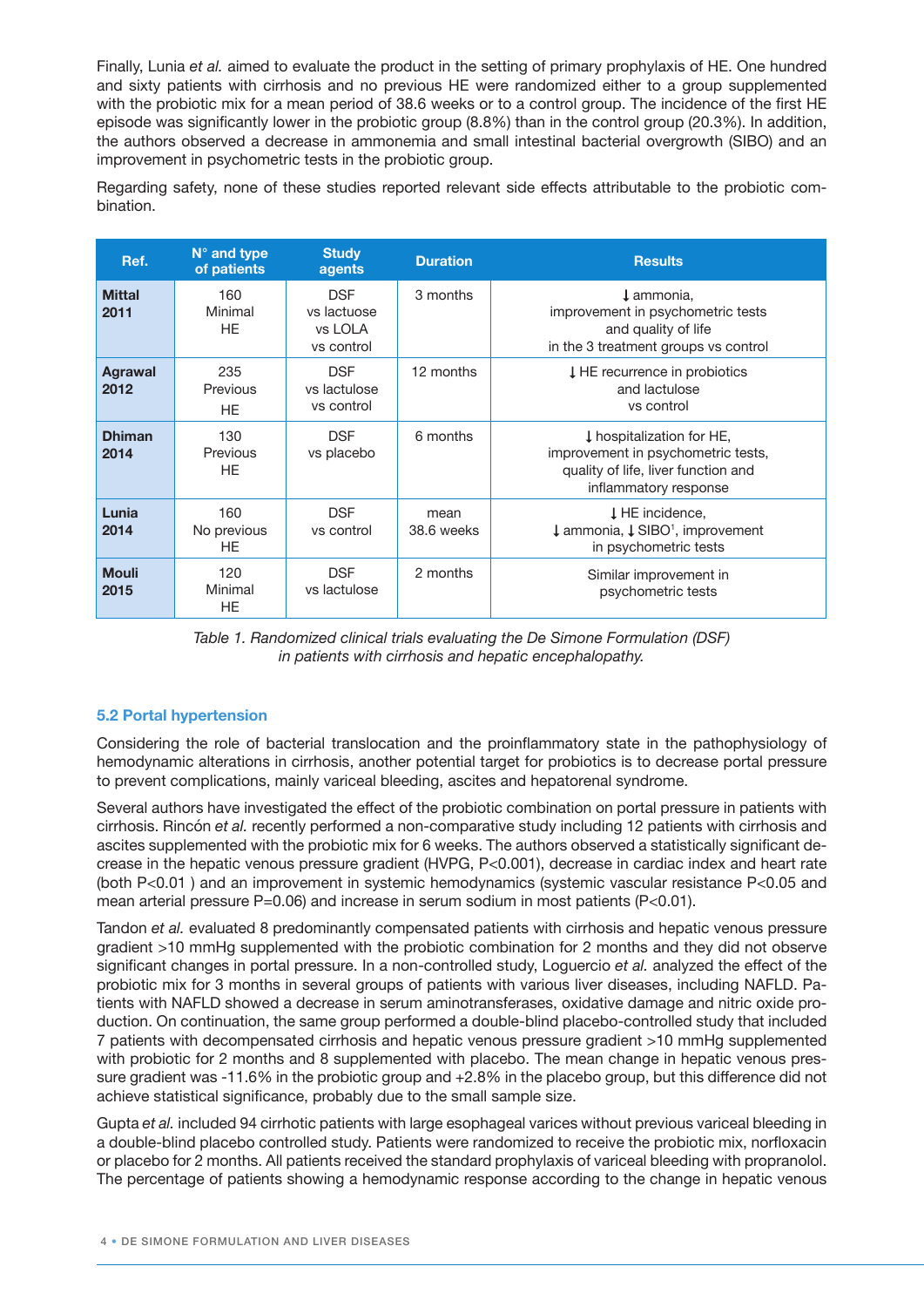Finally, Lunia *et al.* aimed to evaluate the product in the setting of primary prophylaxis of HE. One hundred and sixty patients with cirrhosis and no previous HE were randomized either to a group supplemented with the probiotic mix for a mean period of 38.6 weeks or to a control group. The incidence of the first HE episode was significantly lower in the probiotic group (8.8%) than in the control group (20.3%). In addition, the authors observed a decrease in ammonemia and small intestinal bacterial overgrowth (SIBO) and an improvement in psychometric tests in the probiotic group.

Regarding safety, none of these studies reported relevant side effects attributable to the probiotic combination.

| Ref. | N° and type of patients | Study agents | Duration | Results |
|---|---|---|---|---|
| **Mittal 2011** | 160 Minimal HE | DSF vs lactuose vs LOLA vs control | 3 months | ↓ammonia, improvement in psychometric tests and quality of life in the 3 treatment groups vs control |
| **Agrawal 2012** | 235 Previous HE | DSF vs lactulose vs control | 12 months | ↓HE recurrence in probiotics and lactulose vs control |
| **Dhiman 2014** | 130 Previous HE | DSF vs placebo | 6 months | ↓hospitalization for HE, improvement in psychometric tests, quality of life, liver function and inflammatory response |
| **Lunia 2014** | 160 No previous HE | DSF vs control | mean 38.6 weeks | ↓HE incidence, ↓ammonia, ↓SIBO[1], improvement in psychometric tests |
| **Mouli 2015** | 120 Minimal HE | DSF vs lactulose | 2 months | Similar improvement in psychometric tests |

*Table 1. Randomized clinical trials evaluating the De Simone Formulation (DSF) in patients with cirrhosis and hepatic encephalopathy.*

### 5.2 Portal hypertension

Considering the role of bacterial translocation and the proinflammatory state in the pathophysiology of hemodynamic alterations in cirrhosis, another potential target for probiotics is to decrease portal pressure to prevent complications, mainly variceal bleeding, ascites and hepatorenal syndrome.

Several authors have investigated the effect of the probiotic combination on portal pressure in patients with cirrhosis. Rincón *et al.* recently performed a non-comparative study including 12 patients with cirrhosis and ascites supplemented with the probiotic mix for 6 weeks. The authors observed a statistically significant decrease in the hepatic venous pressure gradient (HVPG, $P<0.001$), decrease in cardiac index and heart rate (both $P<0.01$ ) and an improvement in systemic hemodynamics (systemic vascular resistance $P<0.05$ and mean arterial pressure $P=0.06$) and increase in serum sodium in most patients ($P<0.01$).

Tandon *et al.* evaluated 8 predominantly compensated patients with cirrhosis and hepatic venous pressure gradient >10 mmHg supplemented with the probiotic combination for 2 months and they did not observe significant changes in portal pressure. In a non-controlled study, Loguercio *et al.* analyzed the effect of the probiotic mix for 3 months in several groups of patients with various liver diseases, including NAFLD. Patients with NAFLD showed a decrease in serum aminotransferases, oxidative damage and nitric oxide production. On continuation, the same group performed a double-blind placebo-controlled study that included 7 patients with decompensated cirrhosis and hepatic venous pressure gradient >10 mmHg supplemented with probiotic for 2 months and 8 supplemented with placebo. The mean change in hepatic venous pressure gradient was -11.6% in the probiotic group and +2.8% in the placebo group, but this difference did not achieve statistical significance, probably due to the small sample size.

Gupta *et al.* included 94 cirrhotic patients with large esophageal varices without previous variceal bleeding in a double-blind placebo controlled study. Patients were randomized to receive the probiotic mix, norfloxacin or placebo for 2 months. All patients received the standard prophylaxis of variceal bleeding with propranolol. The percentage of patients showing a hemodynamic response according to the change in hepatic venous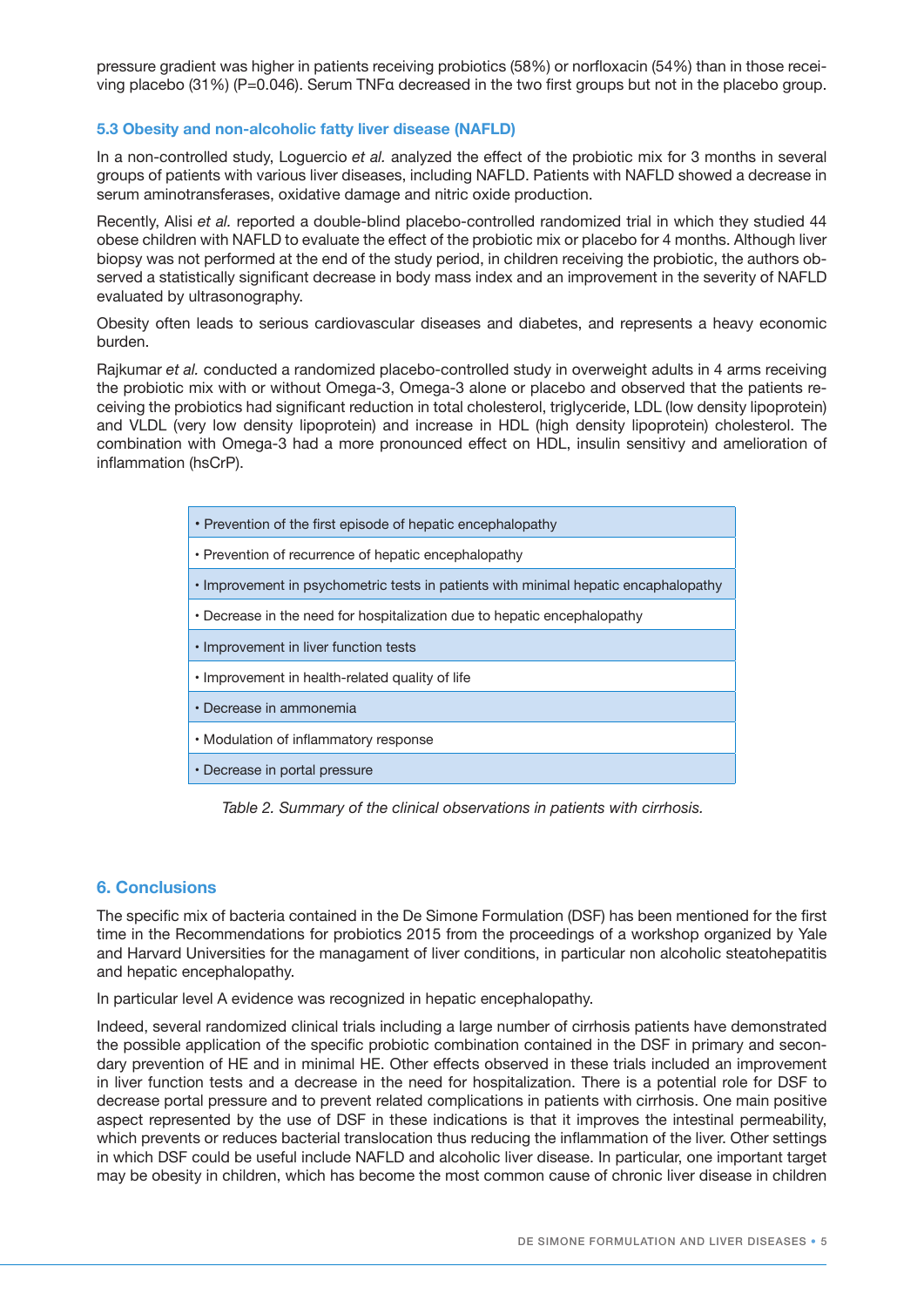pressure gradient was higher in patients receiving probiotics (58%) or norfloxacin (54%) than in those receiving placebo (31%) (P=0.046). Serum TNFα decreased in the two first groups but not in the placebo group.

### 5.3 Obesity and non-alcoholic fatty liver disease (NAFLD)

In a non-controlled study, Loguercio *et al.* analyzed the effect of the probiotic mix for 3 months in several groups of patients with various liver diseases, including NAFLD. Patients with NAFLD showed a decrease in serum aminotransferases, oxidative damage and nitric oxide production.

Recently, Alisi *et al.* reported a double-blind placebo-controlled randomized trial in which they studied 44 obese children with NAFLD to evaluate the effect of the probiotic mix or placebo for 4 months. Although liver biopsy was not performed at the end of the study period, in children receiving the probiotic, the authors observed a statistically significant decrease in body mass index and an improvement in the severity of NAFLD evaluated by ultrasonography.

Obesity often leads to serious cardiovascular diseases and diabetes, and represents a heavy economic burden.

Rajkumar *et al.* conducted a randomized placebo-controlled study in overweight adults in 4 arms receiving the probiotic mix with or without Omega-3, Omega-3 alone or placebo and observed that the patients receiving the probiotics had significant reduction in total cholesterol, triglyceride, LDL (low density lipoprotein) and VLDL (very low density lipoprotein) and increase in HDL (high density lipoprotein) cholesterol. The combination with Omega-3 had a more pronounced effect on HDL, insulin sensitivy and amelioration of inflammation (hsCrP).

| |
|---|
| • Prevention of the first episode of hepatic encephalopathy |
| • Prevention of recurrence of hepatic encephalopathy |
| • Improvement in psychometric tests in patients with minimal hepatic encaphalopathy |
| • Decrease in the need for hospitalization due to hepatic encephalopathy |
| • Improvement in liver function tests |
| • Improvement in health-related quality of life |
| • Decrease in ammonemia |
| • Modulation of inflammatory response |
| • Decrease in portal pressure |

*Table 2. Summary of the clinical observations in patients with cirrhosis.*

## 6. Conclusions

The specific mix of bacteria contained in the De Simone Formulation (DSF) has been mentioned for the first time in the Recommendations for probiotics 2015 from the proceedings of a workshop organized by Yale and Harvard Universities for the managament of liver conditions, in particular non alcoholic steatohepatitis and hepatic encephalopathy.

In particular level A evidence was recognized in hepatic encephalopathy.

Indeed, several randomized clinical trials including a large number of cirrhosis patients have demonstrated the possible application of the specific probiotic combination contained in the DSF in primary and secondary prevention of HE and in minimal HE. Other effects observed in these trials included an improvement in liver function tests and a decrease in the need for hospitalization. There is a potential role for DSF to decrease portal pressure and to prevent related complications in patients with cirrhosis. One main positive aspect represented by the use of DSF in these indications is that it improves the intestinal permeability, which prevents or reduces bacterial translocation thus reducing the inflammation of the liver. Other settings in which DSF could be useful include NAFLD and alcoholic liver disease. In particular, one important target may be obesity in children, which has become the most common cause of chronic liver disease in children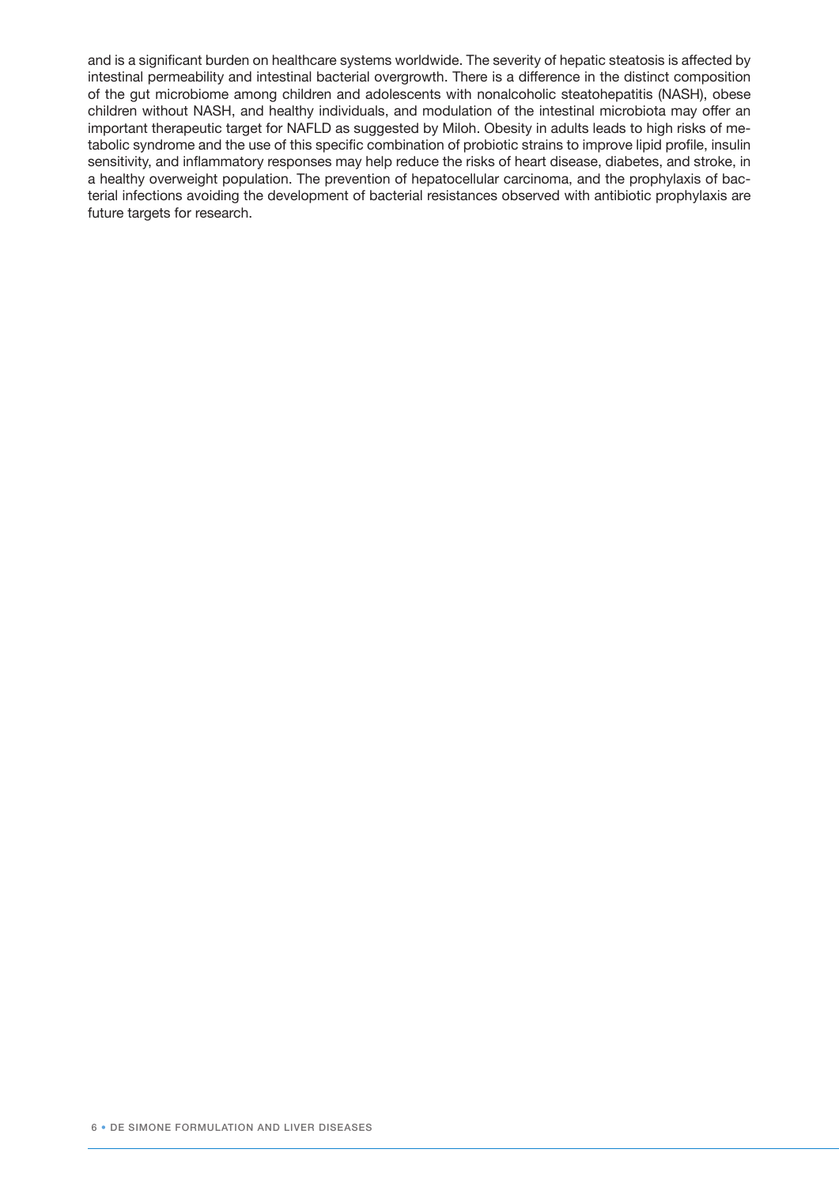and is a significant burden on healthcare systems worldwide. The severity of hepatic steatosis is affected by intestinal permeability and intestinal bacterial overgrowth. There is a difference in the distinct composition of the gut microbiome among children and adolescents with nonalcoholic steatohepatitis (NASH), obese children without NASH, and healthy individuals, and modulation of the intestinal microbiota may offer an important therapeutic target for NAFLD as suggested by Miloh. Obesity in adults leads to high risks of metabolic syndrome and the use of this specific combination of probiotic strains to improve lipid profile, insulin sensitivity, and inflammatory responses may help reduce the risks of heart disease, diabetes, and stroke, in a healthy overweight population. The prevention of hepatocellular carcinoma, and the prophylaxis of bacterial infections avoiding the development of bacterial resistances observed with antibiotic prophylaxis are future targets for research.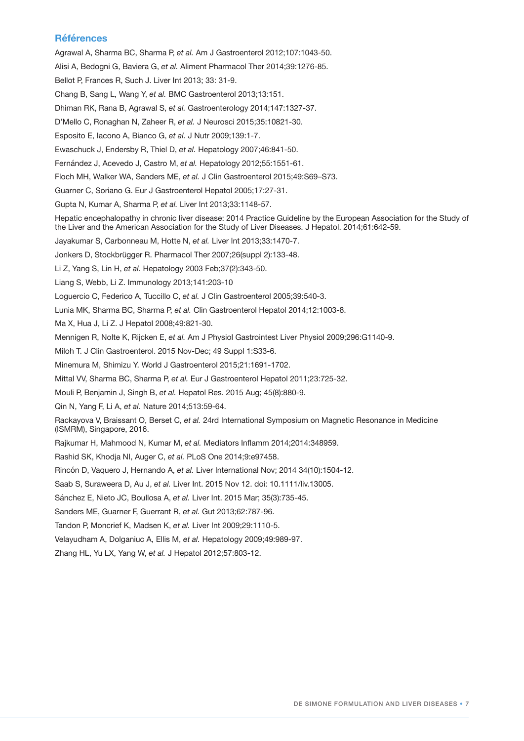## Références

Agrawal A, Sharma BC, Sharma P, *et al.* Am J Gastroenterol 2012;107:1043-50.

Alisi A, Bedogni G, Baviera G, *et al.* Aliment Pharmacol Ther 2014;39:1276-85.

Bellot P, Frances R, Such J. Liver Int 2013; 33: 31-9.

Chang B, Sang L, Wang Y, *et al.* BMC Gastroenterol 2013;13:151.

Dhiman RK, Rana B, Agrawal S, *et al.* Gastroenterology 2014;147:1327-37.

D'Mello C, Ronaghan N, Zaheer R, *et al.* J Neurosci 2015;35:10821-30.

Esposito E, Iacono A, Bianco G, *et al.* J Nutr 2009;139:1-7.

Ewaschuck J, Endersby R, Thiel D, *et al.* Hepatology 2007;46:841-50.

Fernández J, Acevedo J, Castro M, *et al.* Hepatology 2012;55:1551-61.

Floch MH, Walker WA, Sanders ME, *et al.* J Clin Gastroenterol 2015;49:S69–S73.

Guarner C, Soriano G. Eur J Gastroenterol Hepatol 2005;17:27-31.

Gupta N, Kumar A, Sharma P, *et al.* Liver Int 2013;33:1148-57.

Hepatic encephalopathy in chronic liver disease: 2014 Practice Guideline by the European Association for the Study of the Liver and the American Association for the Study of Liver Diseases. J Hepatol. 2014;61:642-59.

Jayakumar S, Carbonneau M, Hotte N, *et al.* Liver Int 2013;33:1470-7.

Jonkers D, Stockbrügger R. Pharmacol Ther 2007;26(suppl 2):133-48.

Li Z, Yang S, Lin H, *et al.* Hepatology 2003 Feb;37(2):343-50.

Liang S, Webb, Li Z. Immunology 2013;141:203-10

Loguercio C, Federico A, Tuccillo C, *et al.* J Clin Gastroenterol 2005;39:540-3.

Lunia MK, Sharma BC, Sharma P, *et al.* Clin Gastroenterol Hepatol 2014;12:1003-8.

Ma X, Hua J, Li Z. J Hepatol 2008;49:821-30.

Mennigen R, Nolte K, Rijcken E, *et al.* Am J Physiol Gastrointest Liver Physiol 2009;296:G1140-9.

Miloh T. J Clin Gastroenterol. 2015 Nov-Dec; 49 Suppl 1:S33-6.

Minemura M, Shimizu Y. World J Gastroenterol 2015;21:1691-1702.

Mittal VV, Sharma BC, Sharma P, *et al.* Eur J Gastroenterol Hepatol 2011;23:725-32.

Mouli P, Benjamin J, Singh B, *et al.* Hepatol Res. 2015 Aug; 45(8):880-9.

Qin N, Yang F, Li A, *et al.* Nature 2014;513:59-64.

Rackayova V, Braissant O, Berset C, *et al.* 24rd International Symposium on Magnetic Resonance in Medicine (ISMRM), Singapore, 2016.

Rajkumar H, Mahmood N, Kumar M, *et al.* Mediators Inflamm 2014;2014:348959.

Rashid SK, Khodja NI, Auger C, *et al.* PLoS One 2014;9:e97458.

Rincón D, Vaquero J, Hernando A, *et al.* Liver International Nov; 2014 34(10):1504-12.

Saab S, Suraweera D, Au J, *et al.* Liver Int. 2015 Nov 12. doi: 10.1111/liv.13005.

Sánchez E, Nieto JC, Boullosa A, *et al.* Liver Int. 2015 Mar; 35(3):735-45.

Sanders ME, Guarner F, Guerrant R, *et al.* Gut 2013;62:787-96.

Tandon P, Moncrief K, Madsen K, *et al.* Liver Int 2009;29:1110-5.

Velayudham A, Dolganiuc A, Ellis M, *et al.* Hepatology 2009;49:989-97.

Zhang HL, Yu LX, Yang W, *et al.* J Hepatol 2012;57:803-12.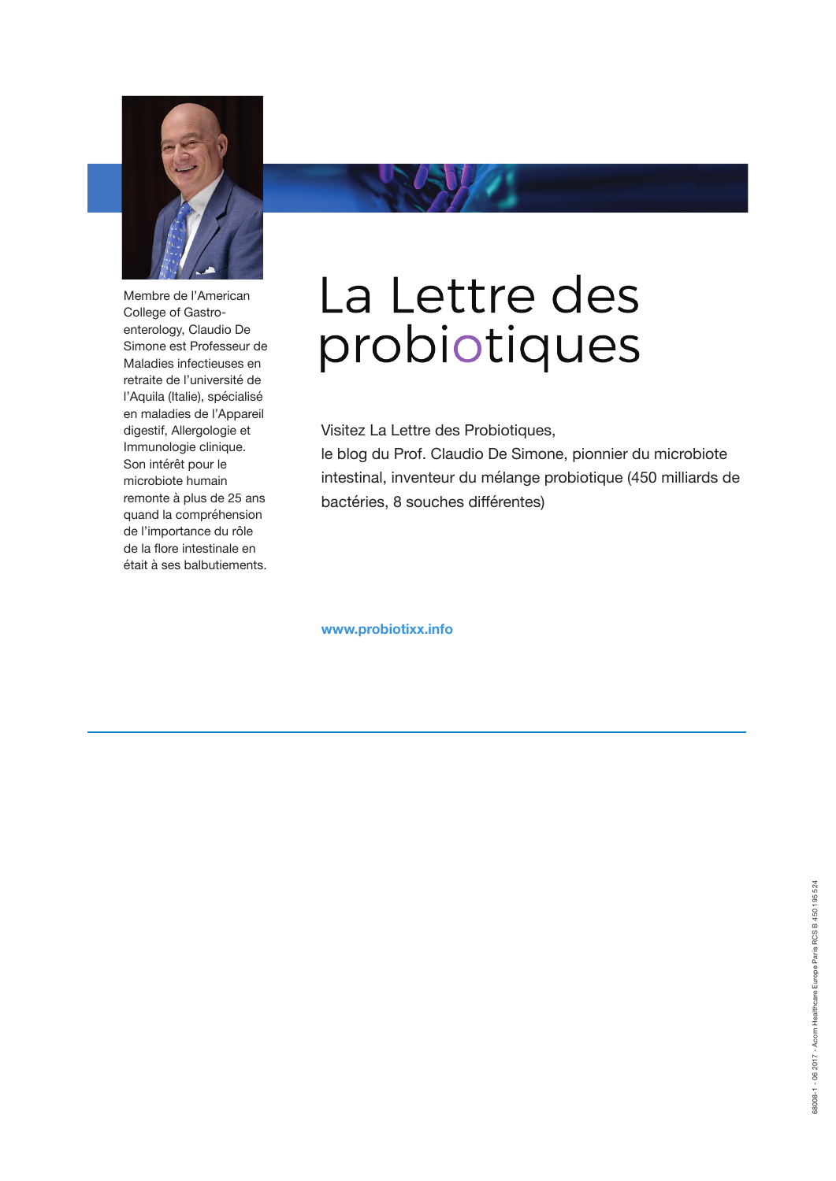# La Lettre des probiotiques

Membre de l'American College of Gastro-enterology, Claudio De Simone est Professeur de Maladies infectieuses en retraite de l'université de l'Aquila (Italie), spécialisé en maladies de l'Appareil digestif, Allergologie et Immunologie clinique. Son intérêt pour le microbiote humain remonte à plus de 25 ans quand la compréhension de l'importance du rôle de la flore intestinale en était à ses balbutiements.

Visitez La Lettre des Probiotiques,
le blog du Prof. Claudio De Simone, pionnier du microbiote intestinal, inventeur du mélange probiotique (450 milliards de bactéries, 8 souches différentes)

**www.probiotixx.info**

68008-1 - 06 2017 - Acom Healthcare Europe Paris RCS B 450 195 524